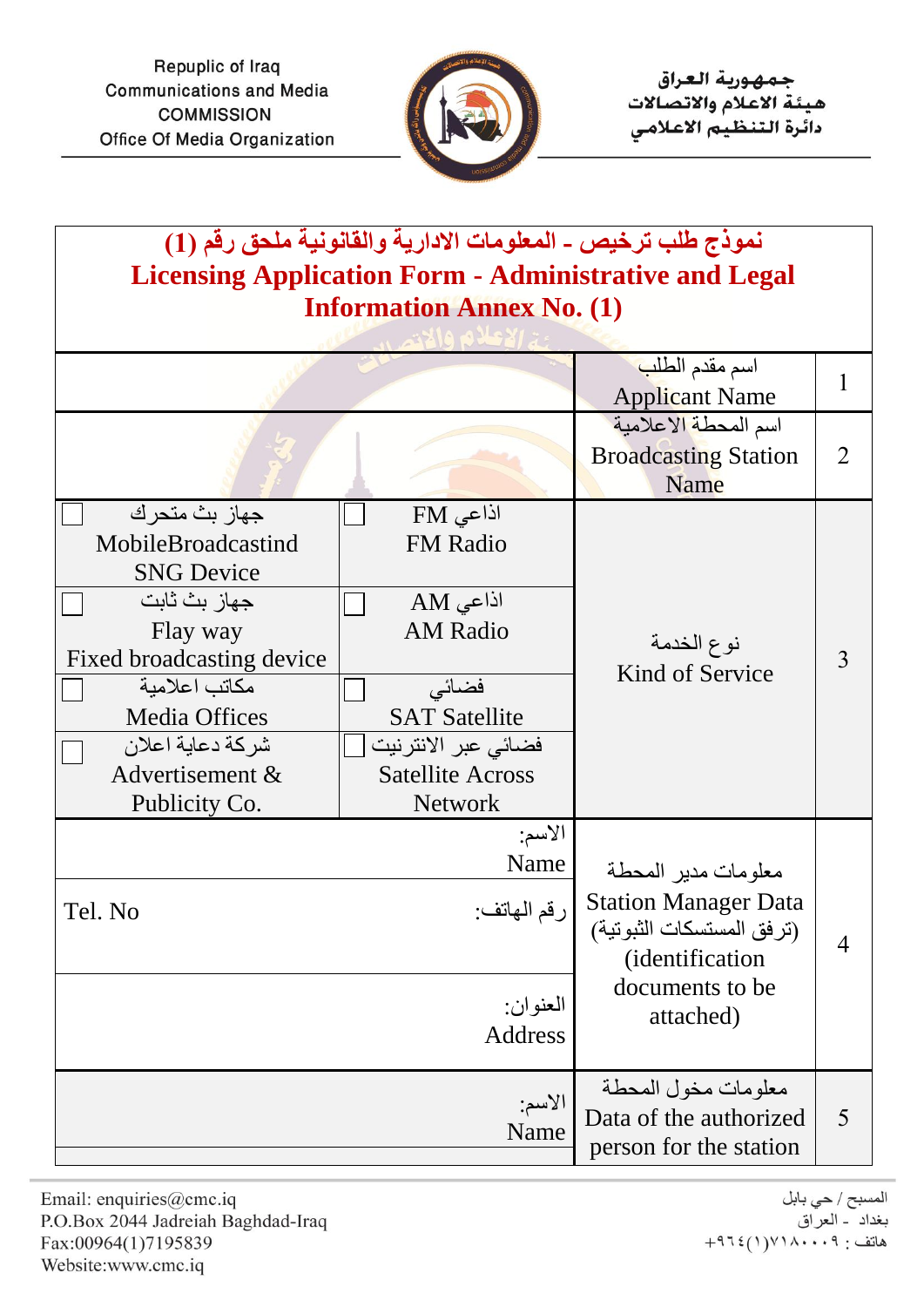Repuplic of Iraq
Communications and Media
COMMISSION
Office Of Media Organization

جـمـهـوريـة الـعـراق
هـيـئـة الاعـلام والاتـصـالات
دائـرة الـتـنـظـيـم الاعـلامـي

## نموذج طلب ترخيص - المعلومات الادارية والقانونية ملحق رقم (1)
## Licensing Application Form - Administrative and Legal Information Annex No. (1)

| No. | Item | | |
|---|---|---|---|
| 1 | اسم مقدم الطلب<br>Applicant Name | | |
| 2 | اسم المحطة الاعلامية<br>Broadcasting Station Name | | |
| 3 | نوع الخدمة<br>Kind of Service | ☐ اذاعي FM<br>FM Radio | ☐ جهاز بث متحرك<br>MobileBroadcastind SNG Device |
| | | ☐ اذاعي AM<br>AM Radio | ☐ جهاز بث ثابت<br>Flay way<br>Fixed broadcasting device |
| | | ☐ فضائي<br>SAT Satellite | ☐ مكاتب اعلامية<br>Media Offices |
| | | ☐ فضائي عبر الانترنيت<br>Satellite Across Network | ☐ شركة دعاية اعلان<br>Advertisement & Publicity Co. |
| 4 | معلومات مدير المحطة<br>Station Manager Data<br>(ترفق المستسكات الثبوتية)<br>(identification documents to be attached) | الاسم:<br>Name | |
| | | رقم الهاتف: | Tel. No |
| | | العنوان:<br>Address | |
| 5 | معلومات مخول المحطة<br>Data of the authorized person for the station | الاسم:<br>Name | |

Email: enquiries@cmc.iq
P.O.Box 2044 Jadreiah Baghdad-Iraq
Fax:00964(1)7195839
Website:www.cmc.iq

المسبح / حي بابل
بغداد - العراق
هاتف : ٩٦٤(١)٧١٨٠٠٠٩+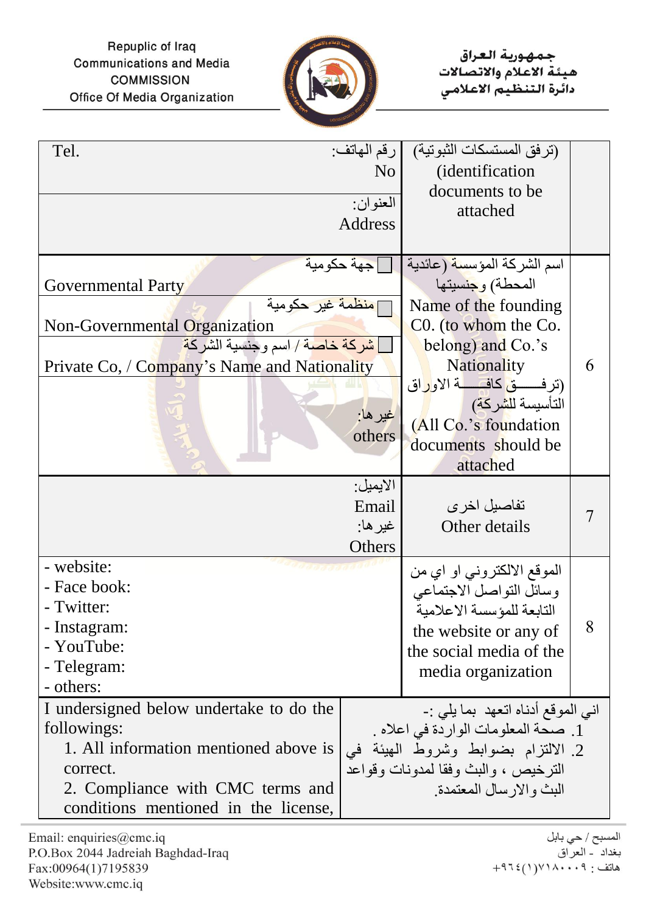| Republic of Iraq Communications and Media COMMISSION Office Of Media Organization | | جمهورية العراق هيئة الاعلام والاتصالات دائرة التنظيم الاعلامي |
|---|---|---|

| | | |
|---|---|---|
| Tel. رقم الهاتف: No<br>العنوان: Address | (ترفق المستمسكات الثبوتية) (identification documents to be attached | |
| ☐ جهة حكومية Governmental Party<br>☐ منظمة غير حكومية Non-Governmental Organization<br>☐ شركة خاصة / اسم وجنسية الشركة Private Co, / Company's Name and Nationality<br>غيرها: others | اسم الشركة المؤسسة (عائدية المحطة) وجنسيتها Name of the founding C0. (to whom the Co. belong) and Co.'s Nationality (ترفق كافة الاوراق التأسيسة للشركة) (All Co.'s foundation documents should be attached | 6 |
| الايميل: Email<br>غيرها: Others | تفاصيل اخرى Other details | 7 |
| - website:<br>- Face book:<br>- Twitter:<br>- Instagram:<br>- YouTube:<br>- Telegram:<br>- others: | الموقع الالكتروني او اي من وسائل التواصل الاجتماعي التابعة للمؤسسة الاعلامية the website or any of the social media of the media organization | 8 |
| I undersigned below undertake to do the followings:<br>1. All information mentioned above is correct.<br>2. Compliance with CMC terms and conditions mentioned in the license, | اني الموقع أدناه اتعهد بما يلي :-<br>1. صحة المعلومات الواردة في اعلاه .<br>2. الالتزام بضوابط وشروط الهيئة في الترخيص ، والبث وفقا لمدونات وقواعد البث والارسال المعتمدة. | |

Email: enquiries@cmc.iq
P.O.Box 2044 Jadreiah Baghdad-Iraq
Fax:00964(1)7195839
Website:www.cmc.iq

المسبح / حي بابل
بغداد - العراق
هاتف : ٩٦٤(١)٧١٨٠٠٠٩+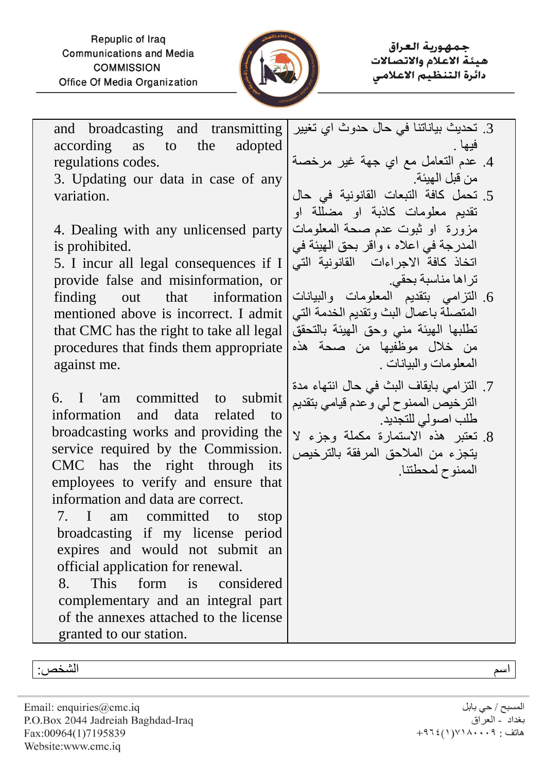| and broadcasting and transmitting according as to the adopted regulations codes.<br>3. Updating our data in case of any variation.<br><br>4. Dealing with any unlicensed party is prohibited.<br>5. I incur all legal consequences if I provide false and misinformation, or finding out that information mentioned above is incorrect. I admit that CMC has the right to take all legal procedures that finds them appropriate against me.<br><br>6. I 'am committed to submit information and data related to broadcasting works and providing the service required by the Commission. CMC has the right through its employees to verify and ensure that information and data are correct.<br>7. I am committed to stop broadcasting if my license period expires and would not submit an official application for renewal.<br>8. This form is considered complementary and an integral part of the annexes attached to the license granted to our station. | 3. تحديث بياناتنا في حال حدوث اي تغيير فيها .<br>4. عدم التعامل مع اي جهة غير مرخصة من قبل الهيئة.<br>5. تحمل كافة التبعات القانونية في حال تقديم معلومات كاذبة او مضللة او مزورة او ثبوت عدم صحة المعلومات المدرجة في اعلاه ، واقر بحق الهيئة في اتخاذ كافة الاجراءات القانونية التي تراها مناسبة بحقي.<br>6. التزامي بتقديم المعلومات والبيانات المتصلة باعمال البث وتقديم الخدمة التي تطلبها الهيئة مني وحق الهيئة بالتحقق من خلال موظفيها من صحة هذه المعلومات والبيانات .<br>7. التزامي بايقاف البث في حال انتهاء مدة الترخيص الممنوح لي وعدم قيامي بتقديم طلب اصولي للتجديد.<br>8. تعتبر هذه الاستمارة مكملة وجزء لا يتجزء من الملاحق المرفقة بالترخيص الممنوح لمحطتنا. |
|---|---|

| الشخص: | اسم |
|---|---|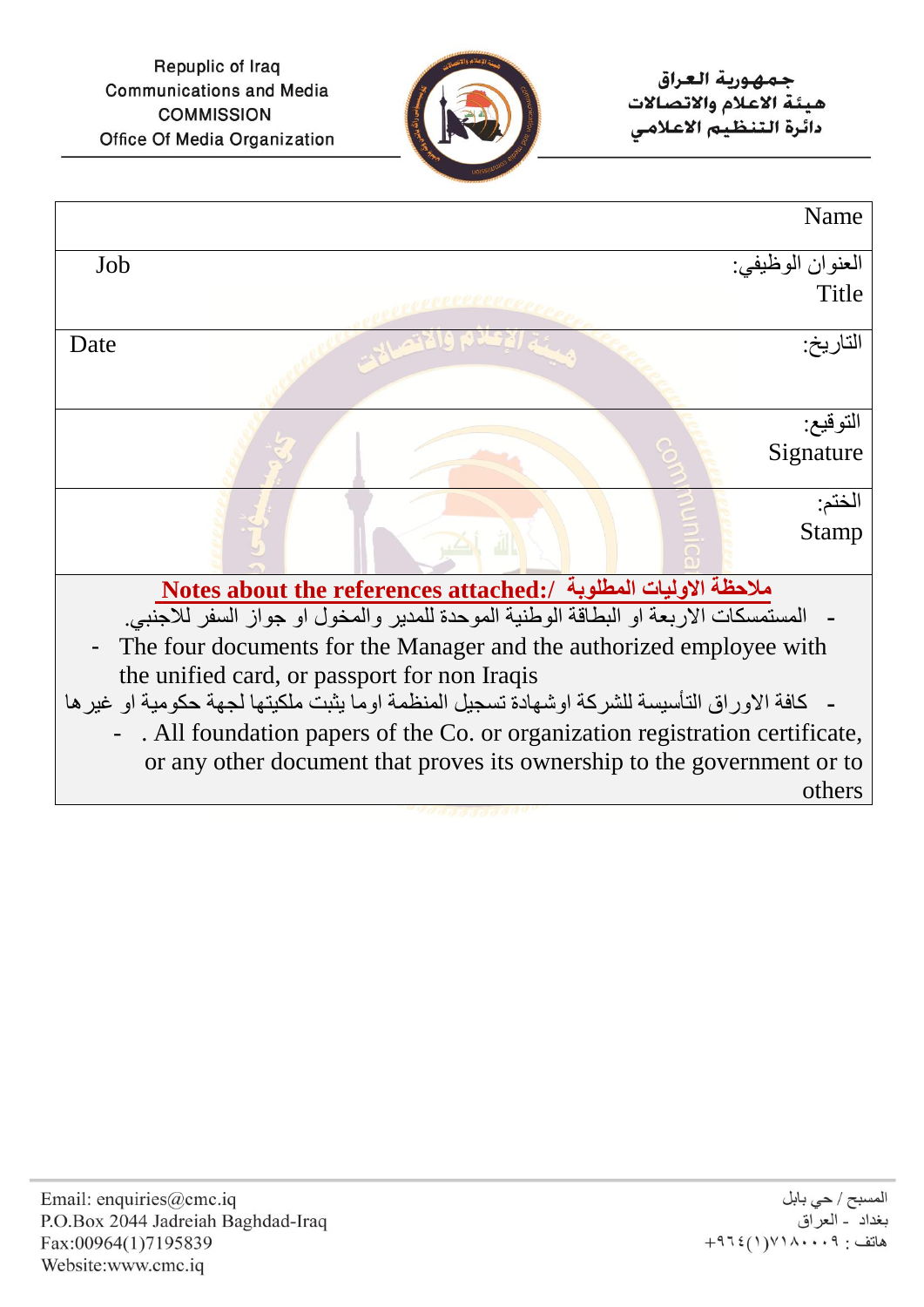| | |
|---|---|
| Name | |
| العنوان الوظيفي: Title | Job |
| التاريخ: | Date |
| التوقيع: Signature | |
| الختم: Stamp | |

**Notes about the references attached:/ ملاحظة الاوليات المطلوبة**

- المستمسكات الاربعة او البطاقة الوطنية الموحدة للمدير والمخول او جواز السفر للاجنبي.
- The four documents for the Manager and the authorized employee with the unified card, or passport for non Iraqis
- كافة الاوراق التأسيسة للشركة اوشهادة تسجيل المنظمة اوما يثبت ملكيتها لجهة حكومية او غيرها
- . All foundation papers of the Co. or organization registration certificate, or any other document that proves its ownership to the government or to others